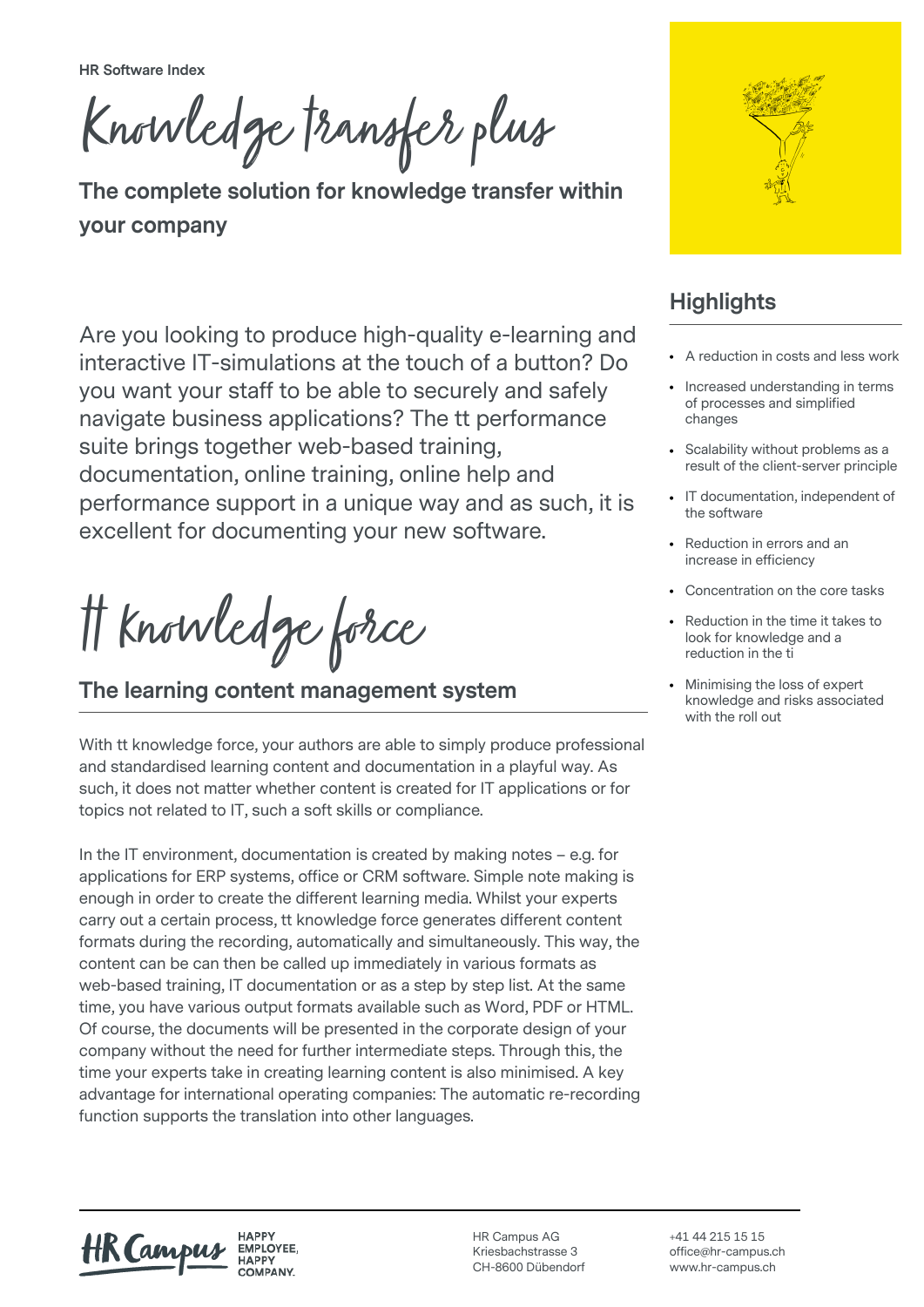HR Software Index

# Knowledge transfer plus

**The complete solution for knowledge transfer within your company**

Are you looking to produce high-quality e-learning and interactive IT-simulations at the touch of a button? Do you want your staff to be able to securely and safely navigate business applications? The tt performance suite brings together web-based training, documentation, online training, online help and performance support in a unique way and as such, it is excellent for documenting your new software.

# tt knowledge force

## The learning content management system

With tt knowledge force, your authors are able to simply produce professional and standardised learning content and documentation in a playful way. As such, it does not matter whether content is created for IT applications or for topics not related to IT, such a soft skills or compliance.

In the IT environment, documentation is created by making notes – e.g. for applications for ERP systems, office or CRM software. Simple note making is enough in order to create the different learning media. Whilst your experts carry out a certain process, tt knowledge force generates different content formats during the recording, automatically and simultaneously. This way, the content can be can then be called up immediately in various formats as web-based training, IT documentation or as a step by step list. At the same time, you have various output formats available such as Word, PDF or HTML. Of course, the documents will be presented in the corporate design of your company without the need for further intermediate steps. Through this, the time your experts take in creating learning content is also minimised. A key advantage for international operating companies: The automatic re-recording function supports the translation into other languages.

## Highlights

- A reduction in costs and less work
- Increased understanding in terms of processes and simplified changes
- Scalability without problems as a result of the client-server principle
- IT documentation, independent of the software
- Reduction in errors and an increase in efficiency
- Concentration on the core tasks
- Reduction in the time it takes to look for knowledge and a reduction in the ti
- Minimising the loss of expert knowledge and risks associated with the roll out

HR Campus — HAPPY EMPLOYEE, HAPPY COMPANY.

HR Campus AG
Kriesbachstrasse 3
CH-8600 Dübendorf

+41 44 215 15 15
office@hr-campus.ch
www.hr-campus.ch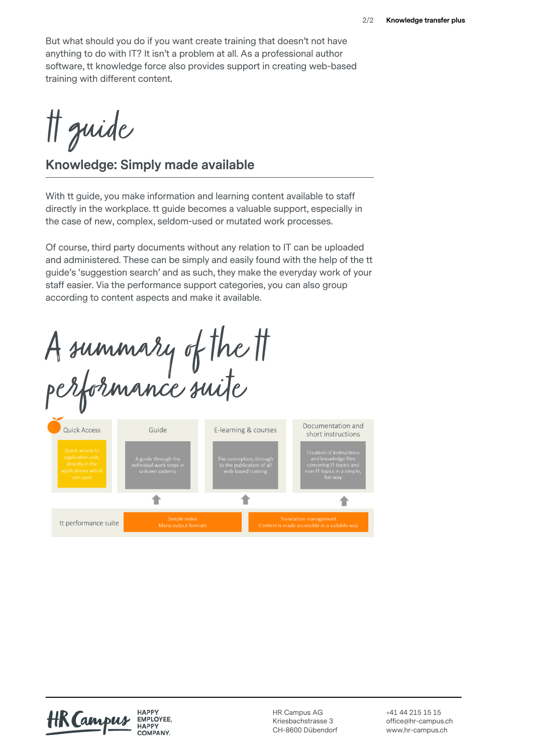But what should you do if you want create training that doesn't not have anything to do with IT? It isn't a problem at all. As a professional author software, tt knowledge force also provides support in creating web-based training with different content.

# tt guide

## Knowledge: Simply made available

With tt guide, you make information and learning content available to staff directly in the workplace. tt guide becomes a valuable support, especially in the case of new, complex, seldom-used or mutated work processes.

Of course, third party documents without any relation to IT can be uploaded and administered. These can be simply and easily found with the help of the tt guide's 'suggestion search' and as such, they make the everyday work of your staff easier. Via the performance support categories, you can also group according to content aspects and make it available.

# A summary of the tt performance suite

| Quick Access | Guide | E-learning & courses | Documentation and short instructions |
|---|---|---|---|
| Quick access to application aids, directly in the applications which are used | A guide through the individual work steps in unkown systems | The conception, through to the publication of all web-based training | Creation of instructions and knowledge files concering IT topics and non-IT topics in a simple, fun way |

tt performance suite

- Simple notes
  Many output formats
- Translation management
  Content is made accessible in a suitable way

HAPPY EMPLOYEE, HAPPY COMPANY.

HR Campus AG
Kriesbachstrasse 3
CH-8600 Dübendorf

+41 44 215 15 15
office@hr-campus.ch
www.hr-campus.ch